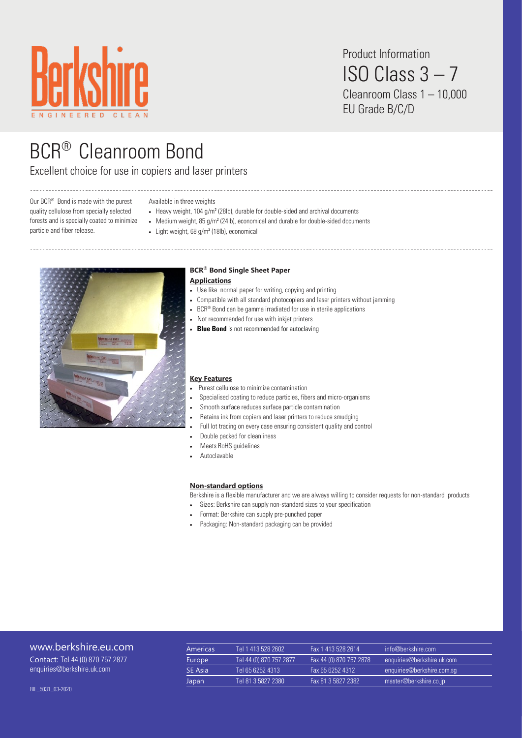Berkshire

ENGINEERED CLEAN

Product Information

ISO Class 3 – 7

Cleanroom Class 1 – 10,000

EU Grade B/C/D

# BCR® Cleanroom Bond

Excellent choice for use in copiers and laser printers

Our BCR® Bond is made with the purest quality cellulose from specially selected forests and is specially coated to minimize particle and fiber release.

Available in three weights

- Heavy weight, 104 g/m² (28lb), durable for double-sided and archival documents
- Medium weight, 85 g/m² (24lb), economical and durable for double-sided documents
- Light weight, 68 g/m² (18lb), economical

### BCR® Bond Single Sheet Paper

**Applications**

- Use like normal paper for writing, copying and printing
- Compatible with all standard photocopiers and laser printers without jamming
- BCR® Bond can be gamma irradiated for use in sterile applications
- Not recommended for use with inkjet printers
- **Blue Bond** is not recommended for autoclaving

**Key Features**

- Purest cellulose to minimize contamination
- Specialised coating to reduce particles, fibers and micro-organisms
- Smooth surface reduces surface particle contamination
- Retains ink from copiers and laser printers to reduce smudging
- Full lot tracing on every case ensuring consistent quality and control
- Double packed for cleanliness
- Meets RoHS guidelines
- Autoclavable

**Non-standard options**

Berkshire is a flexible manufacturer and we are always willing to consider requests for non-standard products

- Sizes: Berkshire can supply non-standard sizes to your specification
- Format: Berkshire can supply pre-punched paper
- Packaging: Non-standard packaging can be provided

www.berkshire.eu.com

Contact: Tel 44 (0) 870 757 2877
enquiries@berkshire.uk.com

| Americas | Tel 1 413 528 2602 | Fax 1 413 528 2614 | info@berkshire.com |
| --- | --- | --- | --- |
| Europe | Tel 44 (0) 870 757 2877 | Fax 44 (0) 870 757 2878 | enquiries@berkshire.uk.com |
| SE Asia | Tel 65 6252 4313 | Fax 65 6252 4312 | enquiries@berkshire.com.sg |
| Japan | Tel 81 3 5827 2380 | Fax 81 3 5827 2382 | master@berkshire.co.jp |

BIL_5031_03-2020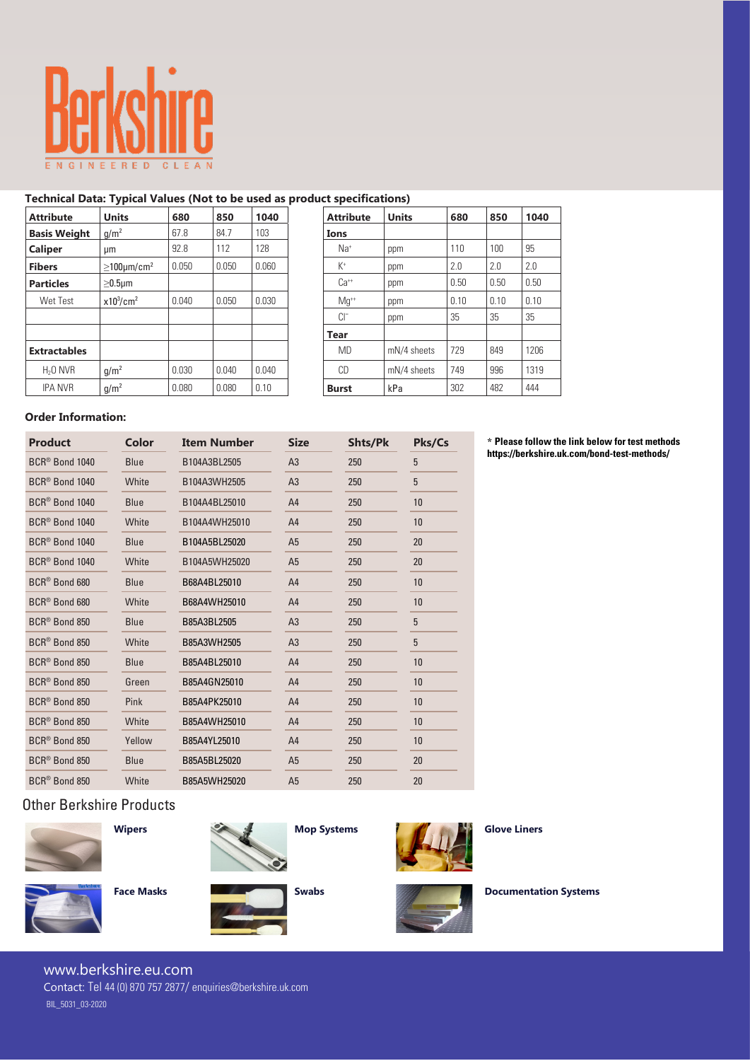Berkshire

ENGINEERED CLEAN

## Technical Data: Typical Values (Not to be used as product specifications)

| Attribute | Units | 680 | 850 | 1040 |
|---|---|---|---|---|
| **Basis Weight** | $g/m^2$ | 67.8 | 84.7 | 103 |
| **Caliper** | μm | 92.8 | 112 | 128 |
| **Fibers** | ≥100μm/cm² | 0.050 | 0.050 | 0.060 |
| **Particles** | ≥0.5μm | | | |
| Wet Test | $x10^3/cm^2$ | 0.040 | 0.050 | 0.030 |
| | | | | |
| | | | | |
| **Extractables** | | | | |
| $H_2O$ NVR | $g/m^2$ | 0.030 | 0.040 | 0.040 |
| IPA NVR | $g/m^2$ | 0.080 | 0.080 | 0.10 |

| Attribute | Units | 680 | 850 | 1040 |
|---|---|---|---|---|
| **Ions** | | | | |
| $Na^+$ | ppm | 110 | 100 | 95 |
| $K^+$ | ppm | 2.0 | 2.0 | 2.0 |
| $Ca^{++}$ | ppm | 0.50 | 0.50 | 0.50 |
| $Mg^{++}$ | ppm | 0.10 | 0.10 | 0.10 |
| $Cl^-$ | ppm | 35 | 35 | 35 |
| **Tear** | | | | |
| MD | mN/4 sheets | 729 | 849 | 1206 |
| CD | mN/4 sheets | 749 | 996 | 1319 |
| **Burst** | kPa | 302 | 482 | 444 |

## Order Information:

| Product | Color | Item Number | Size | Shts/Pk | Pks/Cs |
|---|---|---|---|---|---|
| BCR® Bond 1040 | Blue | B104A3BL2505 | A3 | 250 | 5 |
| BCR® Bond 1040 | White | B104A3WH2505 | A3 | 250 | 5 |
| BCR® Bond 1040 | Blue | B104A4BL25010 | A4 | 250 | 10 |
| BCR® Bond 1040 | White | B104A4WH25010 | A4 | 250 | 10 |
| BCR® Bond 1040 | Blue | B104A5BL25020 | A5 | 250 | 20 |
| BCR® Bond 1040 | White | B104A5WH25020 | A5 | 250 | 20 |
| BCR® Bond 680 | Blue | B68A4BL25010 | A4 | 250 | 10 |
| BCR® Bond 680 | White | B68A4WH25010 | A4 | 250 | 10 |
| BCR® Bond 850 | Blue | B85A3BL2505 | A3 | 250 | 5 |
| BCR® Bond 850 | White | B85A3WH2505 | A3 | 250 | 5 |
| BCR® Bond 850 | Blue | B85A4BL25010 | A4 | 250 | 10 |
| BCR® Bond 850 | Green | B85A4GN25010 | A4 | 250 | 10 |
| BCR® Bond 850 | Pink | B85A4PK25010 | A4 | 250 | 10 |
| BCR® Bond 850 | White | B85A4WH25010 | A4 | 250 | 10 |
| BCR® Bond 850 | Yellow | B85A4YL25010 | A4 | 250 | 10 |
| BCR® Bond 850 | Blue | B85A5BL25020 | A5 | 250 | 20 |
| BCR® Bond 850 | White | B85A5WH25020 | A5 | 250 | 20 |

**\* Please follow the link below for test methods**
**https://berkshire.uk.com/bond-test-methods/**

## Other Berkshire Products

**Wipers**

**Mop Systems**

**Glove Liners**

**Face Masks**

**Swabs**

**Documentation Systems**

www.berkshire.eu.com

Contact: Tel 44 (0) 870 757 2877/ enquiries@berkshire.uk.com

BIL_5031_03-2020